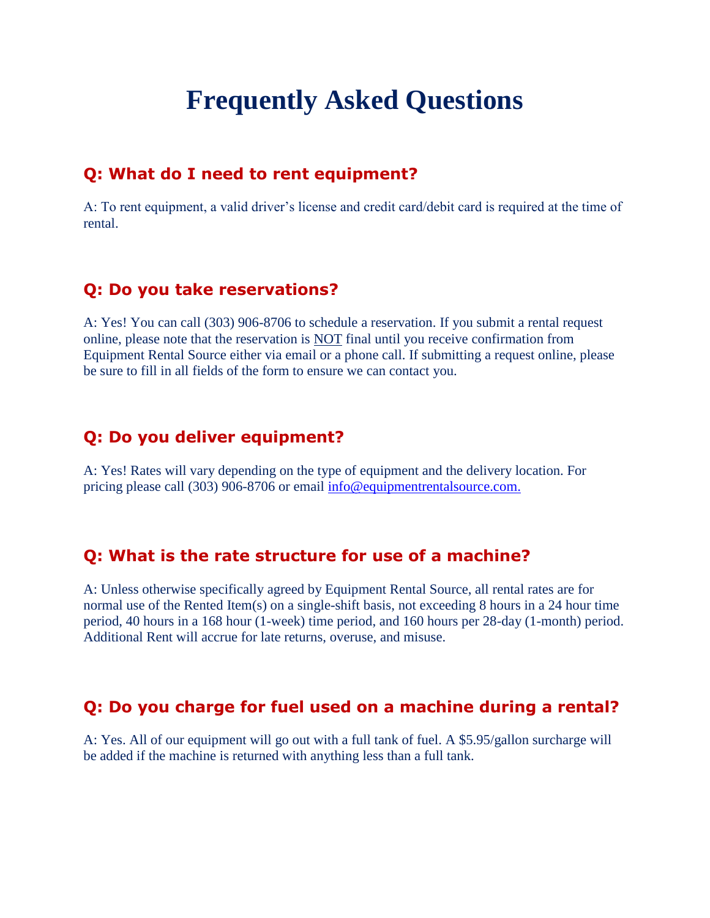# Frequently Asked Questions

## Q: What do I need to rent equipment?

A: To rent equipment, a valid driver's license and credit card/debit card is required at the time of rental.

## Q: Do you take reservations?

A: Yes! You can call (303) 906-8706 to schedule a reservation. If you submit a rental request online, please note that the reservation is NOT final until you receive confirmation from Equipment Rental Source either via email or a phone call. If submitting a request online, please be sure to fill in all fields of the form to ensure we can contact you.

## Q: Do you deliver equipment?

A: Yes! Rates will vary depending on the type of equipment and the delivery location. For pricing please call (303) 906-8706 or email info@equipmentrentalsource.com.

## Q: What is the rate structure for use of a machine?

A: Unless otherwise specifically agreed by Equipment Rental Source, all rental rates are for normal use of the Rented Item(s) on a single-shift basis, not exceeding 8 hours in a 24 hour time period, 40 hours in a 168 hour (1-week) time period, and 160 hours per 28-day (1-month) period. Additional Rent will accrue for late returns, overuse, and misuse.

## Q: Do you charge for fuel used on a machine during a rental?

A: Yes. All of our equipment will go out with a full tank of fuel. A $5.95/gallon surcharge will be added if the machine is returned with anything less than a full tank.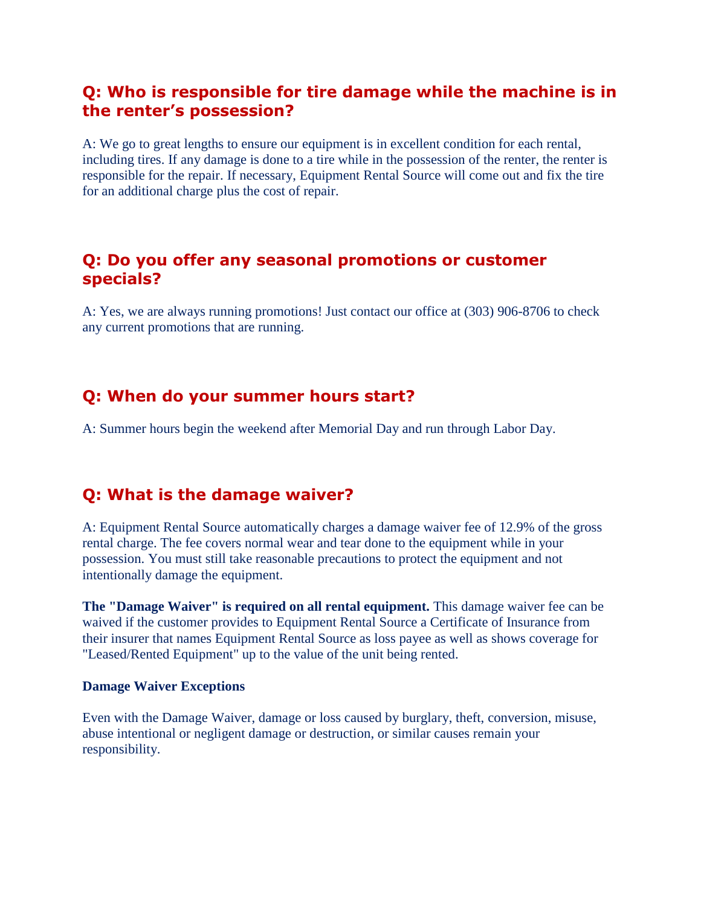## Q: Who is responsible for tire damage while the machine is in the renter’s possession?

A: We go to great lengths to ensure our equipment is in excellent condition for each rental, including tires. If any damage is done to a tire while in the possession of the renter, the renter is responsible for the repair. If necessary, Equipment Rental Source will come out and fix the tire for an additional charge plus the cost of repair.

## Q: Do you offer any seasonal promotions or customer specials?

A: Yes, we are always running promotions! Just contact our office at (303) 906-8706 to check any current promotions that are running.

## Q: When do your summer hours start?

A: Summer hours begin the weekend after Memorial Day and run through Labor Day.

## Q: What is the damage waiver?

A: Equipment Rental Source automatically charges a damage waiver fee of 12.9% of the gross rental charge. The fee covers normal wear and tear done to the equipment while in your possession. You must still take reasonable precautions to protect the equipment and not intentionally damage the equipment.

**The "Damage Waiver" is required on all rental equipment.** This damage waiver fee can be waived if the customer provides to Equipment Rental Source a Certificate of Insurance from their insurer that names Equipment Rental Source as loss payee as well as shows coverage for "Leased/Rented Equipment" up to the value of the unit being rented.

**Damage Waiver Exceptions**

Even with the Damage Waiver, damage or loss caused by burglary, theft, conversion, misuse, abuse intentional or negligent damage or destruction, or similar causes remain your responsibility.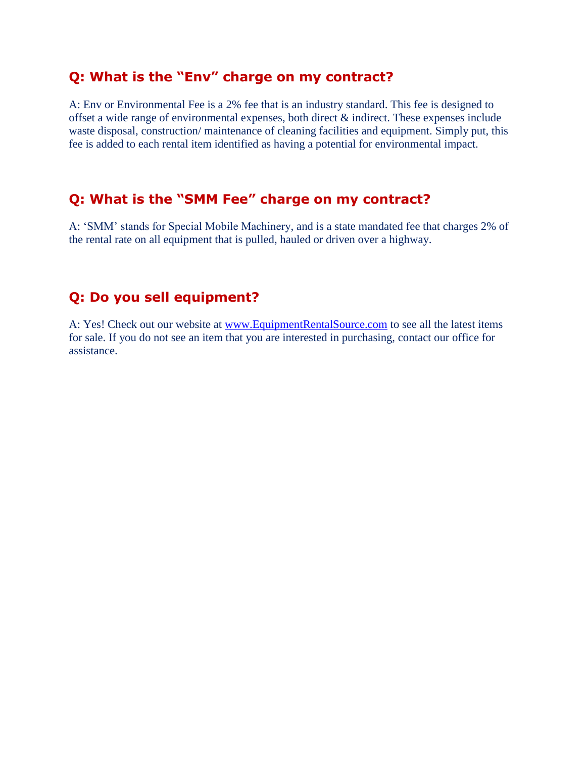## Q: What is the "Env" charge on my contract?

A: Env or Environmental Fee is a 2% fee that is an industry standard. This fee is designed to offset a wide range of environmental expenses, both direct & indirect. These expenses include waste disposal, construction/ maintenance of cleaning facilities and equipment. Simply put, this fee is added to each rental item identified as having a potential for environmental impact.

## Q: What is the "SMM Fee" charge on my contract?

A: 'SMM' stands for Special Mobile Machinery, and is a state mandated fee that charges 2% of the rental rate on all equipment that is pulled, hauled or driven over a highway.

## Q: Do you sell equipment?

A: Yes! Check out our website at [www.EquipmentRentalSource.com](http://www.EquipmentRentalSource.com) to see all the latest items for sale. If you do not see an item that you are interested in purchasing, contact our office for assistance.